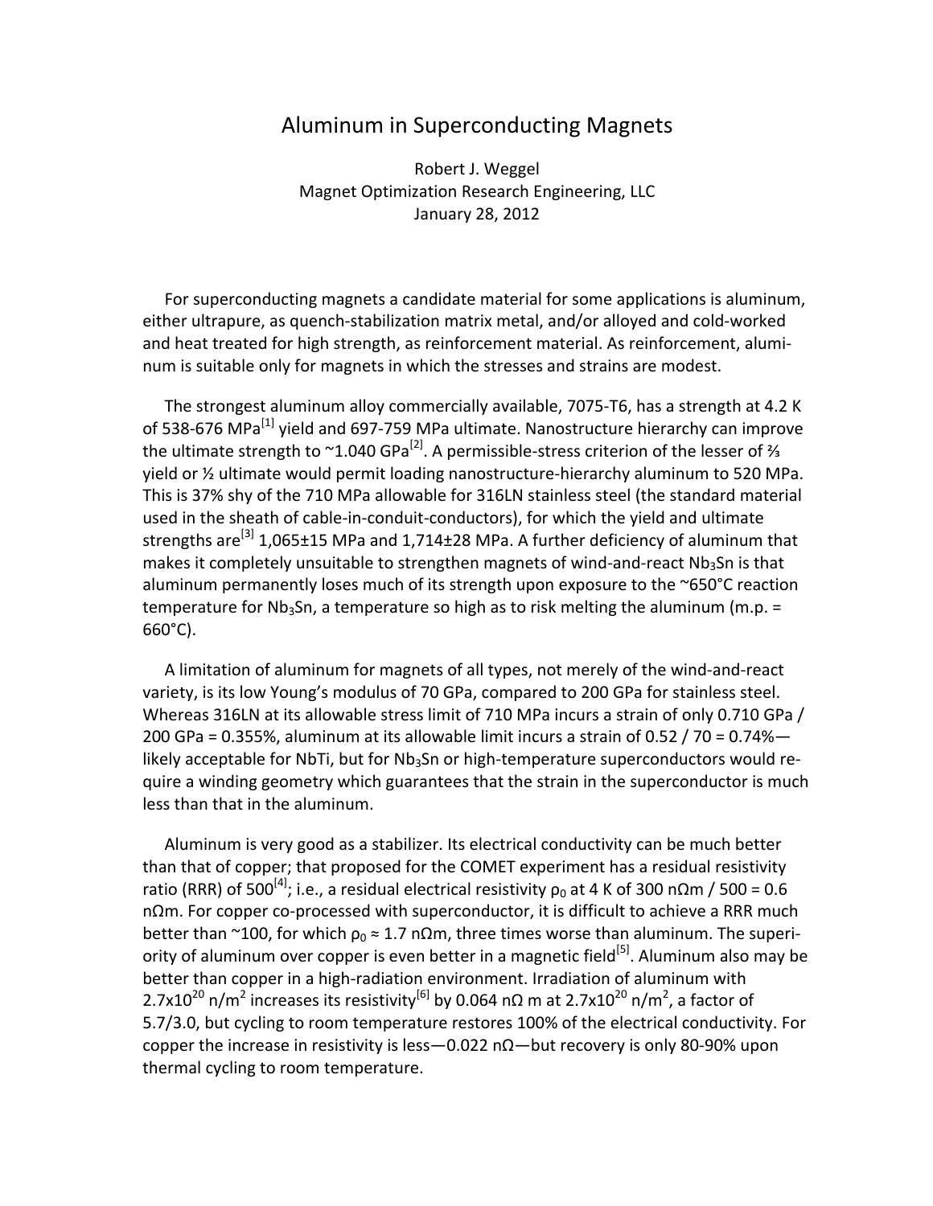# Aluminum in Superconducting Magnets

Robert J. Weggel
Magnet Optimization Research Engineering, LLC
January 28, 2012

For superconducting magnets a candidate material for some applications is aluminum, either ultrapure, as quench-stabilization matrix metal, and/or alloyed and cold-worked and heat treated for high strength, as reinforcement material. As reinforcement, aluminum is suitable only for magnets in which the stresses and strains are modest.

The strongest aluminum alloy commercially available, 7075-T6, has a strength at 4.2 K of 538-676 MPa[1] yield and 697-759 MPa ultimate. Nanostructure hierarchy can improve the ultimate strength to ~1.040 GPa[2]. A permissible-stress criterion of the lesser of ⅔ yield or ½ ultimate would permit loading nanostructure-hierarchy aluminum to 520 MPa. This is 37% shy of the 710 MPa allowable for 316LN stainless steel (the standard material used in the sheath of cable-in-conduit-conductors), for which the yield and ultimate strengths are[3] 1,065±15 MPa and 1,714±28 MPa. A further deficiency of aluminum that makes it completely unsuitable to strengthen magnets of wind-and-react $Nb_3Sn$ is that aluminum permanently loses much of its strength upon exposure to the ~650°C reaction temperature for $Nb_3Sn$, a temperature so high as to risk melting the aluminum (m.p. = 660°C).

A limitation of aluminum for magnets of all types, not merely of the wind-and-react variety, is its low Young's modulus of 70 GPa, compared to 200 GPa for stainless steel. Whereas 316LN at its allowable stress limit of 710 MPa incurs a strain of only 0.710 GPa / 200 GPa = 0.355%, aluminum at its allowable limit incurs a strain of 0.52 / 70 = 0.74%—likely acceptable for NbTi, but for $Nb_3Sn$ or high-temperature superconductors would require a winding geometry which guarantees that the strain in the superconductor is much less than that in the aluminum.

Aluminum is very good as a stabilizer. Its electrical conductivity can be much better than that of copper; that proposed for the COMET experiment has a residual resistivity ratio (RRR) of 500[4]; i.e., a residual electrical resistivity $\rho_0$ at 4 K of 300 nΩm / 500 = 0.6 nΩm. For copper co-processed with superconductor, it is difficult to achieve a RRR much better than ~100, for which $\rho_0 \approx 1.7$ nΩm, three times worse than aluminum. The superiority of aluminum over copper is even better in a magnetic field[5]. Aluminum also may be better than copper in a high-radiation environment. Irradiation of aluminum with $2.7\text{x}10^{20}$ n/m$^2$ increases its resistivity[6] by 0.064 nΩ m at $2.7\text{x}10^{20}$ n/m$^2$, a factor of 5.7/3.0, but cycling to room temperature restores 100% of the electrical conductivity. For copper the increase in resistivity is less—0.022 nΩ—but recovery is only 80-90% upon thermal cycling to room temperature.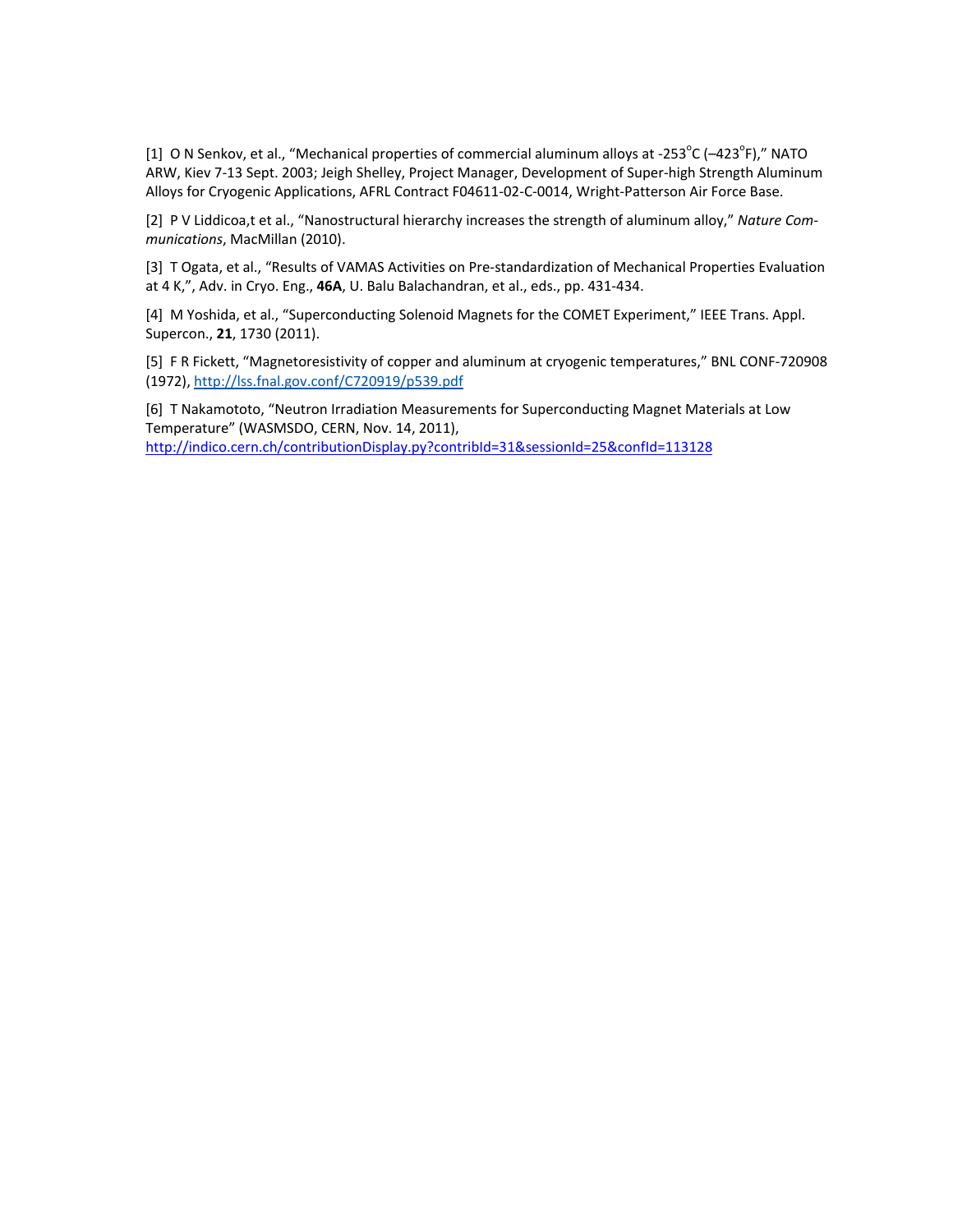[1] O N Senkov, et al., "Mechanical properties of commercial aluminum alloys at -253°C (–423°F)," NATO ARW, Kiev 7-13 Sept. 2003; Jeigh Shelley, Project Manager, Development of Super-high Strength Aluminum Alloys for Cryogenic Applications, AFRL Contract F04611-02-C-0014, Wright-Patterson Air Force Base.

[2] P V Liddicoa,t et al., "Nanostructural hierarchy increases the strength of aluminum alloy," *Nature Communications*, MacMillan (2010).

[3] T Ogata, et al., "Results of VAMAS Activities on Pre-standardization of Mechanical Properties Evaluation at 4 K,", Adv. in Cryo. Eng., **46A**, U. Balu Balachandran, et al., eds., pp. 431-434.

[4] M Yoshida, et al., "Superconducting Solenoid Magnets for the COMET Experiment," IEEE Trans. Appl. Supercon., **21**, 1730 (2011).

[5] F R Fickett, "Magnetoresistivity of copper and aluminum at cryogenic temperatures," BNL CONF-720908 (1972), http://lss.fnal.gov.conf/C720919/p539.pdf

[6] T Nakamototo, "Neutron Irradiation Measurements for Superconducting Magnet Materials at Low Temperature" (WASMSDO, CERN, Nov. 14, 2011), http://indico.cern.ch/contributionDisplay.py?contribId=31&sessionId=25&confId=113128